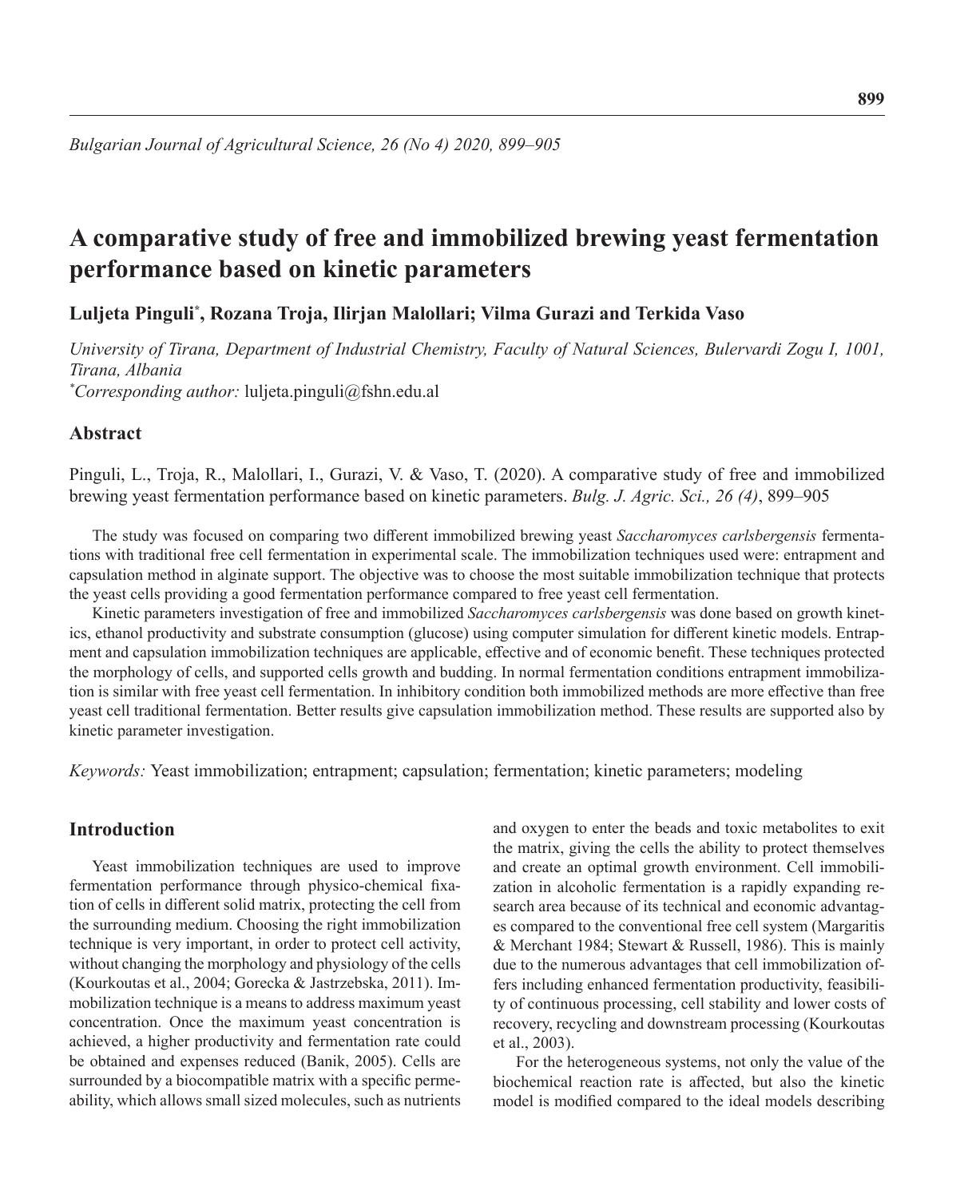# A comparative study of free and immobilized brewing yeast fermentation performance based on kinetic parameters

**Luljeta Pinguli*, Rozana Troja, Ilirjan Malollari; Vilma Gurazi and Terkida Vaso**

*University of Tirana, Department of Industrial Chemistry, Faculty of Natural Sciences, Bulervardi Zogu I, 1001, Tirana, Albania*

**Corresponding author:* luljeta.pinguli@fshn.edu.al

## Abstract

Pinguli, L., Troja, R., Malollari, I., Gurazi, V. & Vaso, T. (2020). A comparative study of free and immobilized brewing yeast fermentation performance based on kinetic parameters. *Bulg. J. Agric. Sci., 26 (4)*, 899–905

The study was focused on comparing two different immobilized brewing yeast *Saccharomyces carlsbergensis* fermentations with traditional free cell fermentation in experimental scale. The immobilization techniques used were: entrapment and capsulation method in alginate support. The objective was to choose the most suitable immobilization technique that protects the yeast cells providing a good fermentation performance compared to free yeast cell fermentation.

Kinetic parameters investigation of free and immobilized *Saccharomyces carlsbergensis* was done based on growth kinetics, ethanol productivity and substrate consumption (glucose) using computer simulation for different kinetic models. Entrapment and capsulation immobilization techniques are applicable, effective and of economic benefit. These techniques protected the morphology of cells, and supported cells growth and budding. In normal fermentation conditions entrapment immobilization is similar with free yeast cell fermentation. In inhibitory condition both immobilized methods are more effective than free yeast cell traditional fermentation. Better results give capsulation immobilization method. These results are supported also by kinetic parameter investigation.

*Keywords:* Yeast immobilization; entrapment; capsulation; fermentation; kinetic parameters; modeling

## Introduction

Yeast immobilization techniques are used to improve fermentation performance through physico-chemical fixation of cells in different solid matrix, protecting the cell from the surrounding medium. Choosing the right immobilization technique is very important, in order to protect cell activity, without changing the morphology and physiology of the cells (Kourkoutas et al., 2004; Gorecka & Jastrzebska, 2011). Immobilization technique is a means to address maximum yeast concentration. Once the maximum yeast concentration is achieved, a higher productivity and fermentation rate could be obtained and expenses reduced (Banik, 2005). Cells are surrounded by a biocompatible matrix with a specific permeability, which allows small sized molecules, such as nutrients and oxygen to enter the beads and toxic metabolites to exit the matrix, giving the cells the ability to protect themselves and create an optimal growth environment. Cell immobilization in alcoholic fermentation is a rapidly expanding research area because of its technical and economic advantages compared to the conventional free cell system (Margaritis & Merchant 1984; Stewart & Russell, 1986). This is mainly due to the numerous advantages that cell immobilization offers including enhanced fermentation productivity, feasibility of continuous processing, cell stability and lower costs of recovery, recycling and downstream processing (Kourkoutas et al., 2003).

For the heterogeneous systems, not only the value of the biochemical reaction rate is affected, but also the kinetic model is modified compared to the ideal models describing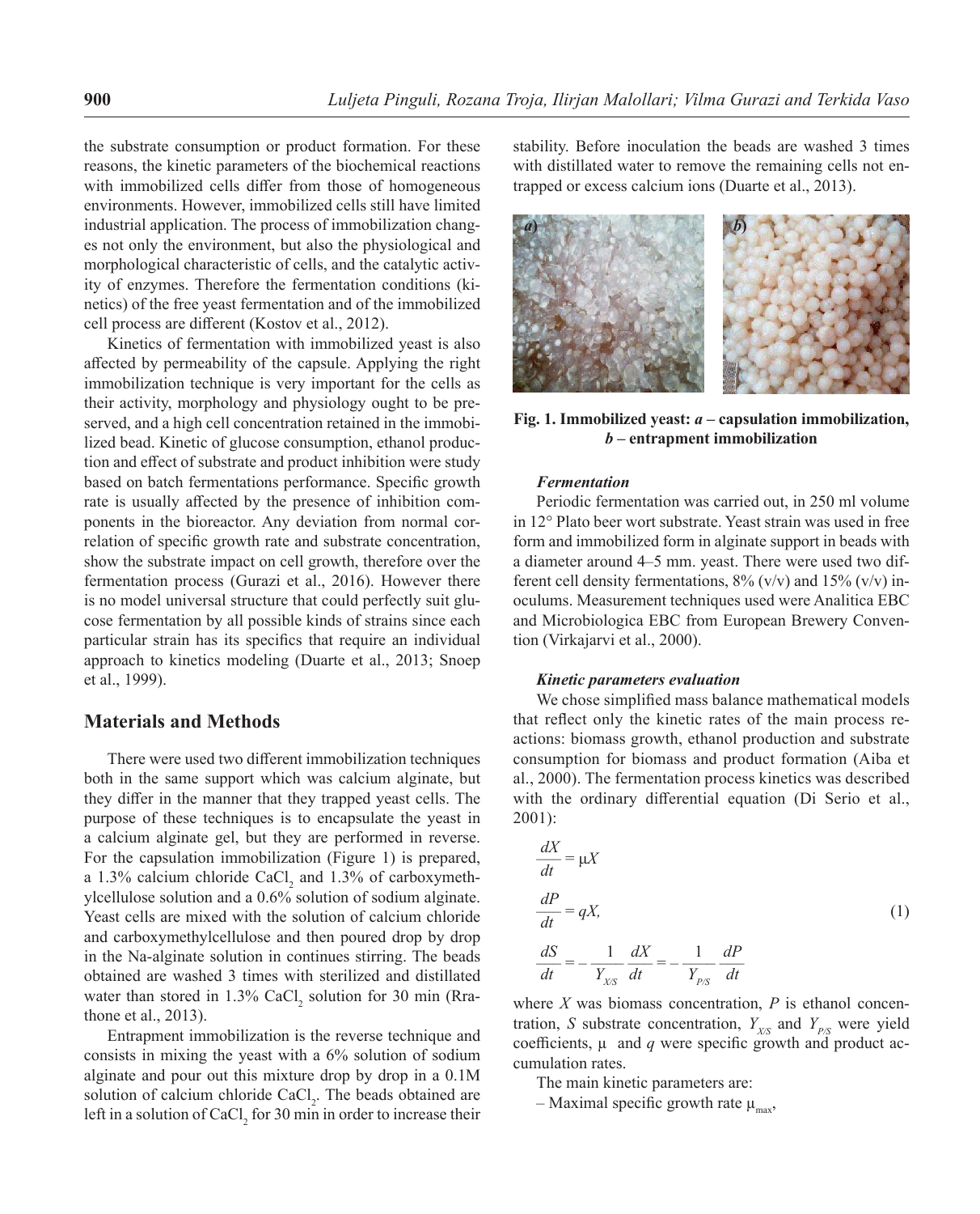the substrate consumption or product formation. For these reasons, the kinetic parameters of the biochemical reactions with immobilized cells differ from those of homogeneous environments. However, immobilized cells still have limited industrial application. The process of immobilization changes not only the environment, but also the physiological and morphological characteristic of cells, and the catalytic activity of enzymes. Therefore the fermentation conditions (kinetics) of the free yeast fermentation and of the immobilized cell process are different (Kostov et al., 2012).

Kinetics of fermentation with immobilized yeast is also affected by permeability of the capsule. Applying the right immobilization technique is very important for the cells as their activity, morphology and physiology ought to be preserved, and a high cell concentration retained in the immobilized bead. Kinetic of glucose consumption, ethanol production and effect of substrate and product inhibition were study based on batch fermentations performance. Specific growth rate is usually affected by the presence of inhibition components in the bioreactor. Any deviation from normal correlation of specific growth rate and substrate concentration, show the substrate impact on cell growth, therefore over the fermentation process (Gurazi et al., 2016). However there is no model universal structure that could perfectly suit glucose fermentation by all possible kinds of strains since each particular strain has its specifics that require an individual approach to kinetics modeling (Duarte et al., 2013; Snoep et al., 1999).

## Materials and Methods

There were used two different immobilization techniques both in the same support which was calcium alginate, but they differ in the manner that they trapped yeast cells. The purpose of these techniques is to encapsulate the yeast in a calcium alginate gel, but they are performed in reverse. For the capsulation immobilization (Figure 1) is prepared, a 1.3% calcium chloride $CaCl_2$ and 1.3% of carboxymethylcellulose solution and a 0.6% solution of sodium alginate. Yeast cells are mixed with the solution of calcium chloride and carboxymethylcellulose and then poured drop by drop in the Na-alginate solution in continues stirring. The beads obtained are washed 3 times with sterilized and distillated water than stored in 1.3% $CaCl_2$ solution for 30 min (Rrathone et al., 2013).

Entrapment immobilization is the reverse technique and consists in mixing the yeast with a 6% solution of sodium alginate and pour out this mixture drop by drop in a 0.1M solution of calcium chloride $CaCl_2$. The beads obtained are left in a solution of $CaCl_2$ for 30 min in order to increase their stability. Before inoculation the beads are washed 3 times with distillated water to remove the remaining cells not entrapped or excess calcium ions (Duarte et al., 2013).

**Fig. 1. Immobilized yeast: *a* – capsulation immobilization, *b* – entrapment immobilization**

### *Fermentation*

Periodic fermentation was carried out, in 250 ml volume in 12° Plato beer wort substrate. Yeast strain was used in free form and immobilized form in alginate support in beads with a diameter around 4–5 mm. yeast. There were used two different cell density fermentations, 8% (v/v) and 15% (v/v) inoculums. Measurement techniques used were Analitica EBC and Microbiologica EBC from European Brewery Convention (Virkajarvi et al., 2000).

### *Kinetic parameters evaluation*

We chose simplified mass balance mathematical models that reflect only the kinetic rates of the main process reactions: biomass growth, ethanol production and substrate consumption for biomass and product formation (Aiba et al., 2000). The fermentation process kinetics was described with the ordinary differential equation (Di Serio et al., 2001):

$$\frac{dX}{dt} = \mu X$$
$$\frac{dP}{dt} = qX, \tag{1}$$
$$\frac{dS}{dt} = -\frac{1}{Y_{X/S}}\frac{dX}{dt} = -\frac{1}{Y_{P/S}}\frac{dP}{dt}$$

where $X$ was biomass concentration, $P$ is ethanol concentration, $S$ substrate concentration, $Y_{X/S}$ and $Y_{P/S}$ were yield coefficients, $\mu$ and $q$ were specific growth and product accumulation rates.

The main kinetic parameters are:

– Maximal specific growth rate $\mu_{max}$,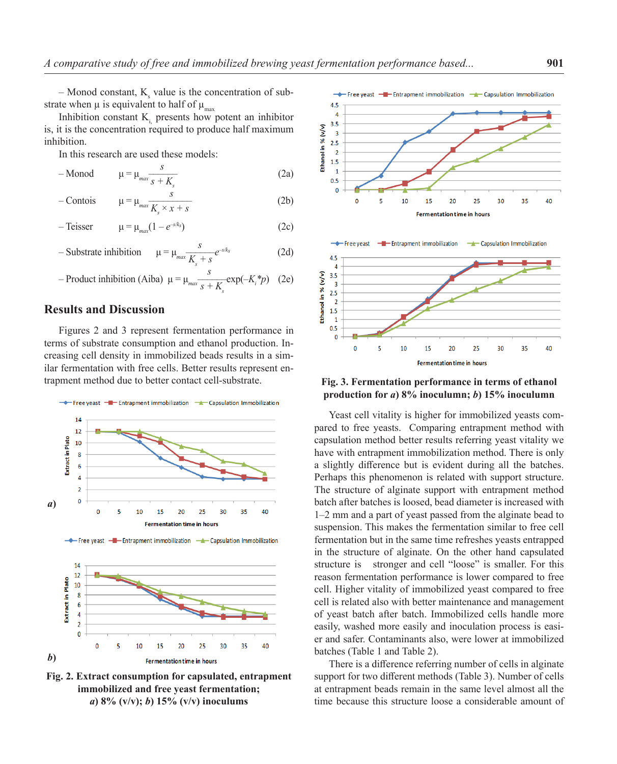– Monod constant, $K_s$ value is the concentration of substrate when μ is equivalent to half of $\mu_{max}$

Inhibition constant $K_i$, presents how potent an inhibitor is, it is the concentration required to produce half maximum inhibition.

In this research are used these models:

– Monod $$\mu = \mu_{max} \frac{s}{s + K_s} \quad (2a)$$

– Contois $$\mu = \mu_{max} \frac{s}{K_s \times x + s} \quad (2b)$$

– Teisser $$\mu = \mu_{max}(1 - e^{-s/k_s}) \quad (2c)$$

– Substrate inhibition $$\mu = \mu_{max} \frac{s}{K_s + s} e^{-s/k_s} \quad (2d)$$

– Product inhibition (Aiba) $$\mu = \mu_{max} \frac{s}{s + K_s} \exp(-K_i{*}p) \quad (2e)$$

## Results and Discussion

Figures 2 and 3 represent fermentation performance in terms of substrate consumption and ethanol production. Increasing cell density in immobilized beads results in a similar fermentation with free cells. Better results represent entrapment method due to better contact cell-substrate.

**Fig. 2. Extract consumption for capsulated, entrapment immobilized and free yeast fermentation; *a*) 8% (v/v); *b*) 15% (v/v) inoculums**

**Fig. 3. Fermentation performance in terms of ethanol production for *a*) 8% inoculumn; *b*) 15% inoculumn**

Yeast cell vitality is higher for immobilized yeasts compared to free yeasts. Comparing entrapment method with capsulation method better results referring yeast vitality we have with entrapment immobilization method. There is only a slightly difference but is evident during all the batches. Perhaps this phenomenon is related with support structure. The structure of alginate support with entrapment method batch after batches is loosed, bead diameter is increased with 1–2 mm and a part of yeast passed from the alginate bead to suspension. This makes the fermentation similar to free cell fermentation but in the same time refreshes yeasts entrapped in the structure of alginate. On the other hand capsulated structure is stronger and cell "loose" is smaller. For this reason fermentation performance is lower compared to free cell. Higher vitality of immobilized yeast compared to free cell is related also with better maintenance and management of yeast batch after batch. Immobilized cells handle more easily, washed more easily and inoculation process is easier and safer. Contaminants also, were lower at immobilized batches (Table 1 and Table 2).

There is a difference referring number of cells in alginate support for two different methods (Table 3). Number of cells at entrapment beads remain in the same level almost all the time because this structure loose a considerable amount of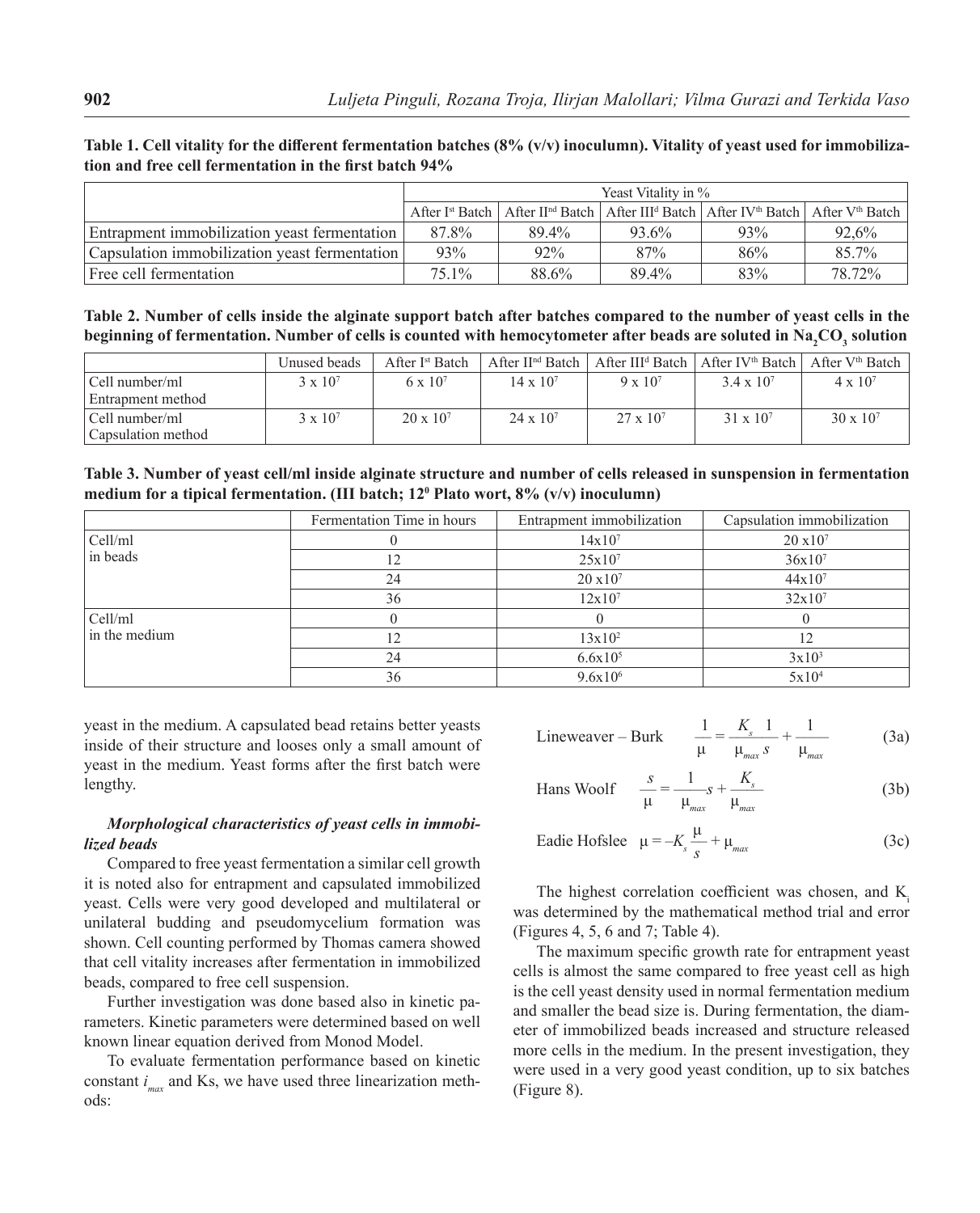**Table 1. Cell vitality for the different fermentation batches (8% (v/v) inoculumn). Vitality of yeast used for immobilization and free cell fermentation in the first batch 94%**

| | Yeast Vitality in % | | | | |
|---|---|---|---|---|---|
| | After I[st] Batch | After II[nd] Batch | After III[d] Batch | After IV[th] Batch | After V[th] Batch |
| Entrapment immobilization yeast fermentation | 87.8% | 89.4% | 93.6% | 93% | 92,6% |
| Capsulation immobilization yeast fermentation | 93% | 92% | 87% | 86% | 85.7% |
| Free cell fermentation | 75.1% | 88.6% | 89.4% | 83% | 78.72% |

**Table 2. Number of cells inside the alginate support batch after batches compared to the number of yeast cells in the beginning of fermentation. Number of cells is counted with hemocytometer after beads are soluted in $Na_2CO_3$ solution**

| | Unused beads | After I[st] Batch | After II[nd] Batch | After III[d] Batch | After IV[th] Batch | After V[th] Batch |
|---|---|---|---|---|---|---|
| Cell number/ml Entrapment method | $3 \times 10^7$ | $6 \times 10^7$ | $14 \times 10^7$ | $9 \times 10^7$ | $3.4 \times 10^7$ | $4 \times 10^7$ |
| Cell number/ml Capsulation method | $3 \times 10^7$ | $20 \times 10^7$ | $24 \times 10^7$ | $27 \times 10^7$ | $31 \times 10^7$ | $30 \times 10^7$ |

**Table 3. Number of yeast cell/ml inside alginate structure and number of cells released in sunspension in fermentation medium for a tipical fermentation. (III batch; $12^0$ Plato wort, 8% (v/v) inoculumn)**

| | Fermentation Time in hours | Entrapment immobilization | Capsulation immobilization |
|---|---|---|---|
| Cell/ml in beads | 0 | $14 \times 10^7$ | $20 \times 10^7$ |
| | 12 | $25 \times 10^7$ | $36 \times 10^7$ |
| | 24 | $20 \times 10^7$ | $44 \times 10^7$ |
| | 36 | $12 \times 10^7$ | $32 \times 10^7$ |
| Cell/ml in the medium | 0 | 0 | 0 |
| | 12 | $13 \times 10^2$ | 12 |
| | 24 | $6.6 \times 10^5$ | $3 \times 10^3$ |
| | 36 | $9.6 \times 10^6$ | $5 \times 10^4$ |

yeast in the medium. A capsulated bead retains better yeasts inside of their structure and looses only a small amount of yeast in the medium. Yeast forms after the first batch were lengthy.

***Morphological characteristics of yeast cells in immobilized beads***

Compared to free yeast fermentation a similar cell growth it is noted also for entrapment and capsulated immobilized yeast. Cells were very good developed and multilateral or unilateral budding and pseudomycelium formation was shown. Cell counting performed by Thomas camera showed that cell vitality increases after fermentation in immobilized beads, compared to free cell suspension.

Further investigation was done based also in kinetic parameters. Kinetic parameters were determined based on well known linear equation derived from Monod Model.

To evaluate fermentation performance based on kinetic constant $i_{max}$ and Ks, we have used three linearization methods:

Lineweaver – Burk
$$\frac{1}{\mu} = \frac{K_s}{\mu_{max}} \frac{1}{s} + \frac{1}{\mu_{max}} \tag{3a}$$

Hans Woolf
$$\frac{s}{\mu} = \frac{1}{\mu_{max}} s + \frac{K_s}{\mu_{max}} \tag{3b}$$

Eadie Hofslee
$$\mu = -K_s \frac{\mu}{s} + \mu_{max} \tag{3c}$$

The highest correlation coefficient was chosen, and $K_i$ was determined by the mathematical method trial and error (Figures 4, 5, 6 and 7; Table 4).

The maximum specific growth rate for entrapment yeast cells is almost the same compared to free yeast cell as high is the cell yeast density used in normal fermentation medium and smaller the bead size is. During fermentation, the diameter of immobilized beads increased and structure released more cells in the medium. In the present investigation, they were used in a very good yeast condition, up to six batches (Figure 8).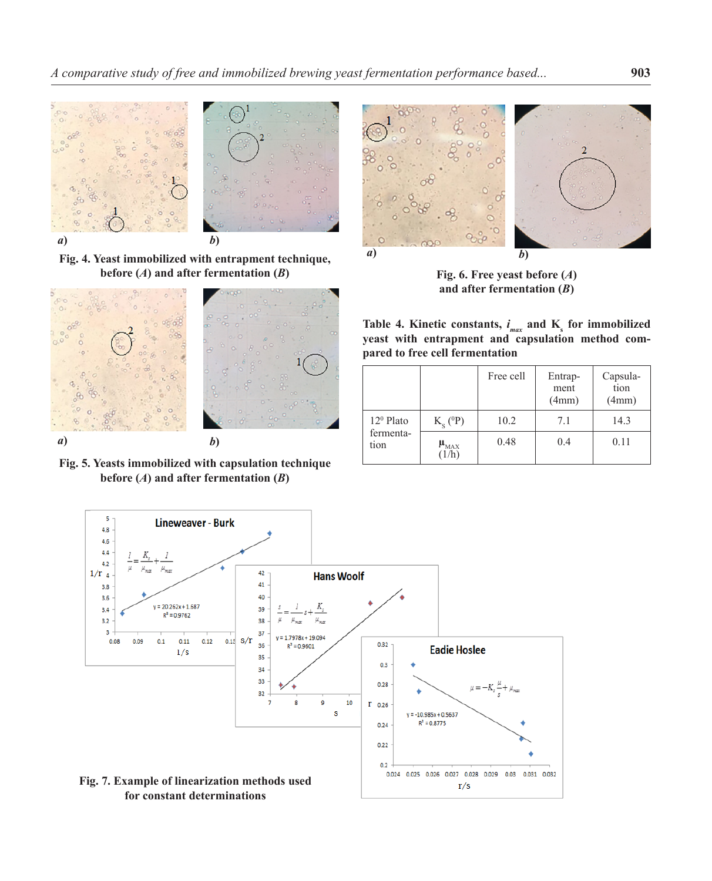Fig. 4. Yeast immobilized with entrapment technique, before (*A*) and after fermentation (*B*)

Fig. 5. Yeasts immobilized with capsulation technique before (*A*) and after fermentation (*B*)

Fig. 6. Free yeast before (*A*) and after fermentation (*B*)

**Table 4. Kinetic constants, $i_{max}$ and $K_s$ for immobilized yeast with entrapment and capsulation method compared to free cell fermentation**

| | | Free cell | Entrapment (4mm) | Capsulation (4mm) |
|---|---|---|---|---|
| 12° Plato fermentation | $K_S$ (°P) | 10.2 | 7.1 | 14.3 |
| | $\mu_{MAX}$ (1/h) | 0.48 | 0.4 | 0.11 |

Fig. 7. Example of linearization methods used for constant determinations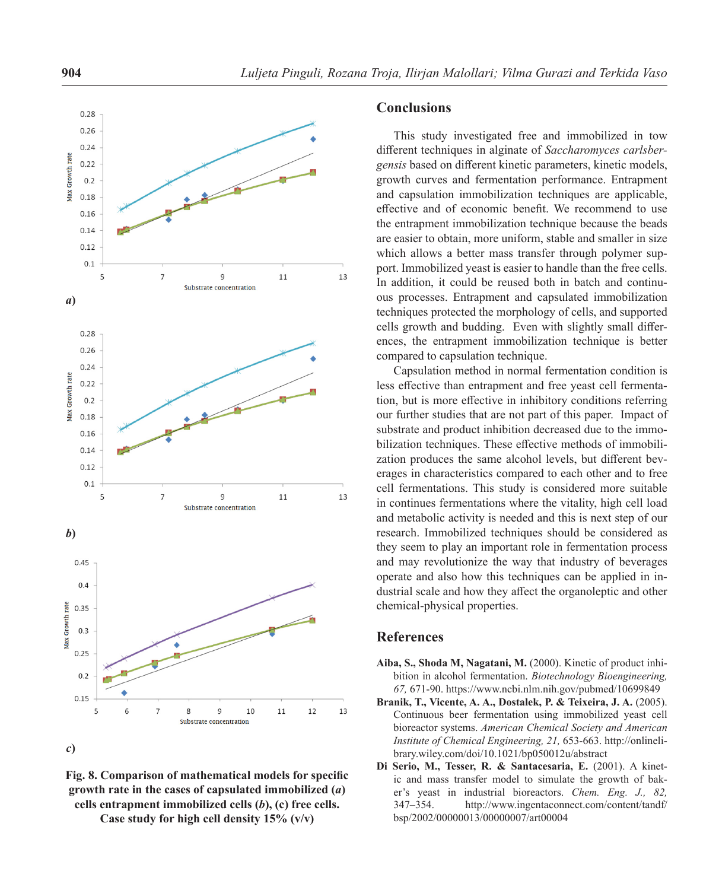a)

b)

c)

**Fig. 8. Comparison of mathematical models for specific growth rate in the cases of capsulated immobilized (*a*) cells entrapment immobilized cells (*b*), (c) free cells. Case study for high cell density 15% (v/v)**

## Conclusions

This study investigated free and immobilized in tow different techniques in alginate of *Saccharomyces carlsbergensis* based on different kinetic parameters, kinetic models, growth curves and fermentation performance. Entrapment and capsulation immobilization techniques are applicable, effective and of economic benefit. We recommend to use the entrapment immobilization technique because the beads are easier to obtain, more uniform, stable and smaller in size which allows a better mass transfer through polymer support. Immobilized yeast is easier to handle than the free cells. In addition, it could be reused both in batch and continuous processes. Entrapment and capsulated immobilization techniques protected the morphology of cells, and supported cells growth and budding. Even with slightly small differences, the entrapment immobilization technique is better compared to capsulation technique.

Capsulation method in normal fermentation condition is less effective than entrapment and free yeast cell fermentation, but is more effective in inhibitory conditions referring our further studies that are not part of this paper. Impact of substrate and product inhibition decreased due to the immobilization techniques. These effective methods of immobilization produces the same alcohol levels, but different beverages in characteristics compared to each other and to free cell fermentations. This study is considered more suitable in continues fermentations where the vitality, high cell load and metabolic activity is needed and this is next step of our research. Immobilized techniques should be considered as they seem to play an important role in fermentation process and may revolutionize the way that industry of beverages operate and also how this techniques can be applied in industrial scale and how they affect the organoleptic and other chemical-physical properties.

## References

**Aiba, S., Shoda M, Nagatani, M.** (2000). Kinetic of product inhibition in alcohol fermentation. *Biotechnology Bioengineering, 67,* 671-90. https://www.ncbi.nlm.nih.gov/pubmed/10699849

**Branik, T., Vicente, A. A., Dostalek, P. & Teixeira, J. A.** (2005). Continuous beer fermentation using immobilized yeast cell bioreactor systems. *American Chemical Society and American Institute of Chemical Engineering, 21,* 653-663. http://onlinelibrary.wiley.com/doi/10.1021/bp050012u/abstract

**Di Serio, M., Tesser, R. & Santacesaria, E.** (2001). A kinetic and mass transfer model to simulate the growth of baker's yeast in industrial bioreactors. *Chem. Eng. J., 82,* 347–354. http://www.ingentaconnect.com/content/tandf/bsp/2002/00000013/00000007/art00004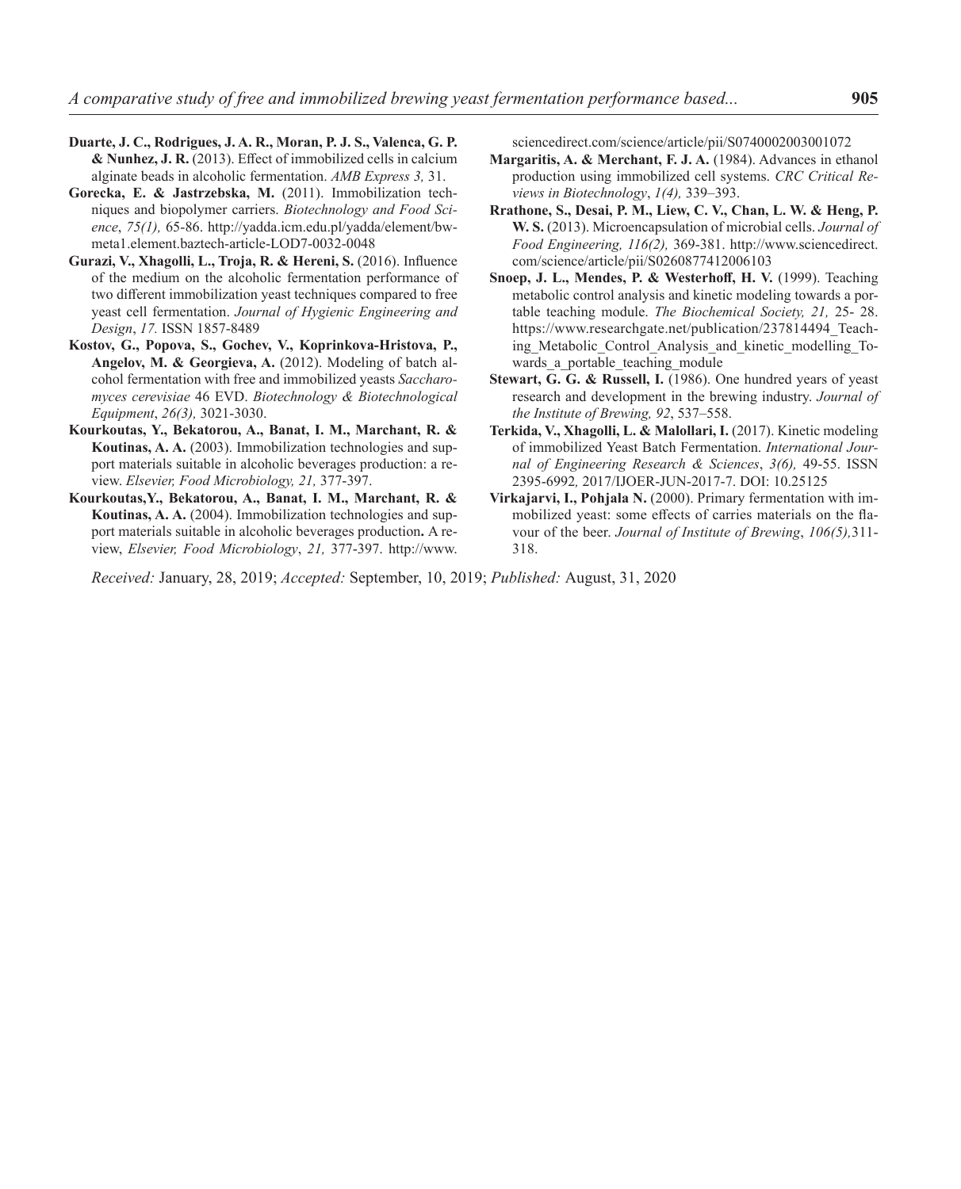**Duarte, J. C., Rodrigues, J. A. R., Moran, P. J. S., Valenca, G. P. & Nunhez, J. R.** (2013). Effect of immobilized cells in calcium alginate beads in alcoholic fermentation. *AMB Express 3,* 31.

**Gorecka, E. & Jastrzebska, M.** (2011). Immobilization techniques and biopolymer carriers. *Biotechnology and Food Science*, *75(1),* 65-86. http://yadda.icm.edu.pl/yadda/element/bwmeta1.element.baztech-article-LOD7-0032-0048

**Gurazi, V., Xhagolli, L., Troja, R. & Hereni, S.** (2016). Influence of the medium on the alcoholic fermentation performance of two different immobilization yeast techniques compared to free yeast cell fermentation. *Journal of Hygienic Engineering and Design*, *17.* ISSN 1857-8489

**Kostov, G., Popova, S., Gochev, V., Koprinkova-Hristova, P., Angelov, M. & Georgieva, A.** (2012). Modeling of batch alcohol fermentation with free and immobilized yeasts *Saccharomyces cerevisiae* 46 EVD. *Biotechnology & Biotechnological Equipment*, *26(3),* 3021-3030.

**Kourkoutas, Y., Bekatorou, A., Banat, I. M., Marchant, R. & Koutinas, A. A.** (2003). Immobilization technologies and support materials suitable in alcoholic beverages production: a review. *Elsevier, Food Microbiology, 21,* 377-397.

**Kourkoutas,Y., Bekatorou, A., Banat, I. M., Marchant, R. & Koutinas, A. A.** (2004). Immobilization technologies and support materials suitable in alcoholic beverages production**.** A review, *Elsevier, Food Microbiology*, *21,* 377-397. http://www.sciencedirect.com/science/article/pii/S0740002003001072

**Margaritis, A. & Merchant, F. J. A.** (1984). Advances in ethanol production using immobilized cell systems. *CRC Critical Reviews in Biotechnology*, *1(4),* 339–393.

**Rrathone, S., Desai, P. M., Liew, C. V., Chan, L. W. & Heng, P. W. S.** (2013). Microencapsulation of microbial cells. *Journal of Food Engineering, 116(2),* 369-381. http://www.sciencedirect.com/science/article/pii/S0260877412006103

**Snoep, J. L., Mendes, P. & Westerhoff, H. V.** (1999). Teaching metabolic control analysis and kinetic modeling towards a portable teaching module. *The Biochemical Society, 21,* 25- 28. https://www.researchgate.net/publication/237814494_Teaching_Metabolic_Control_Analysis_and_kinetic_modelling_Towards_a_portable_teaching_module

**Stewart, G. G. & Russell, I.** (1986). One hundred years of yeast research and development in the brewing industry. *Journal of the Institute of Brewing, 92*, 537–558.

**Terkida, V., Xhagolli, L. & Malollari, I.** (2017). Kinetic modeling of immobilized Yeast Batch Fermentation. *International Journal of Engineering Research & Sciences*, *3(6),* 49-55. ISSN 2395-6992*,* 2017/IJOER-JUN-2017-7. DOI: 10.25125

**Virkajarvi, I., Pohjala N.** (2000). Primary fermentation with immobilized yeast: some effects of carries materials on the flavour of the beer. *Journal of Institute of Brewing*, *106(5),*311-318.

*Received:* January, 28, 2019; *Accepted:* September, 10, 2019; *Published:* August, 31, 2020